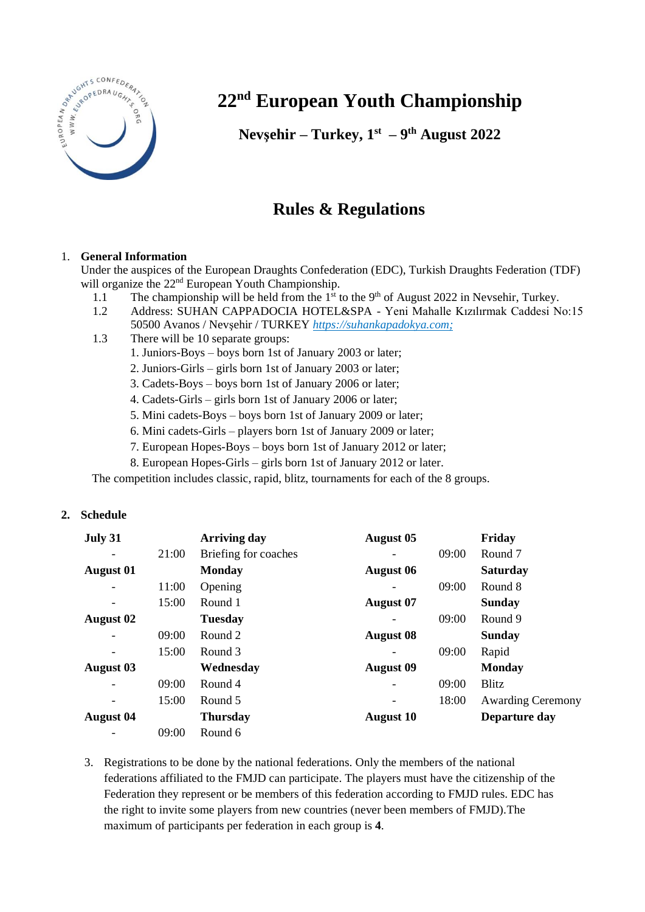# 22nd European Youth Championship

**Nevşehir – Turkey, 1st – 9th August 2022**

## Rules & Regulations

1. **General Information**

Under the auspices of the European Draughts Confederation (EDC), Turkish Draughts Federation (TDF) will organize the 22nd European Youth Championship.

1.1 The championship will be held from the 1st to the 9th of August 2022 in Nevsehir, Turkey.

1.2 Address: SUHAN CAPPADOCIA HOTEL&SPA - Yeni Mahalle Kızılırmak Caddesi No:15 50500 Avanos / Nevşehir / TURKEY *https://suhankapadokya.com;*

1.3 There will be 10 separate groups:

1. Juniors-Boys – boys born 1st of January 2003 or later;
2. Juniors-Girls – girls born 1st of January 2003 or later;
3. Cadets-Boys – boys born 1st of January 2006 or later;
4. Cadets-Girls – girls born 1st of January 2006 or later;
5. Mini cadets-Boys – boys born 1st of January 2009 or later;
6. Mini cadets-Girls – players born 1st of January 2009 or later;
7. European Hopes-Boys – boys born 1st of January 2012 or later;
8. European Hopes-Girls – girls born 1st of January 2012 or later.

The competition includes classic, rapid, blitz, tournaments for each of the 8 groups.

2. **Schedule**

| | | | | | |
|---|---|---|---|---|---|
| **July 31** | | **Arriving day** | **August 05** | | **Friday** |
| - | 21:00 | Briefing for coaches | - | 09:00 | Round 7 |
| **August 01** | | **Monday** | **August 06** | | **Saturday** |
| - | 11:00 | Opening | - | 09:00 | Round 8 |
| - | 15:00 | Round 1 | **August 07** | | **Sunday** |
| **August 02** | | **Tuesday** | - | 09:00 | Round 9 |
| - | 09:00 | Round 2 | **August 08** | | **Sunday** |
| - | 15:00 | Round 3 | - | 09:00 | Rapid |
| **August 03** | | **Wednesday** | **August 09** | | **Monday** |
| - | 09:00 | Round 4 | - | 09:00 | Blitz |
| - | 15:00 | Round 5 | - | 18:00 | Awarding Ceremony |
| **August 04** | | **Thursday** | **August 10** | | **Departure day** |
| - | 09:00 | Round 6 | | | |

3. Registrations to be done by the national federations. Only the members of the national federations affiliated to the FMJD can participate. The players must have the citizenship of the Federation they represent or be members of this federation according to FMJD rules. EDC has the right to invite some players from new countries (never been members of FMJD).The maximum of participants per federation in each group is **4**.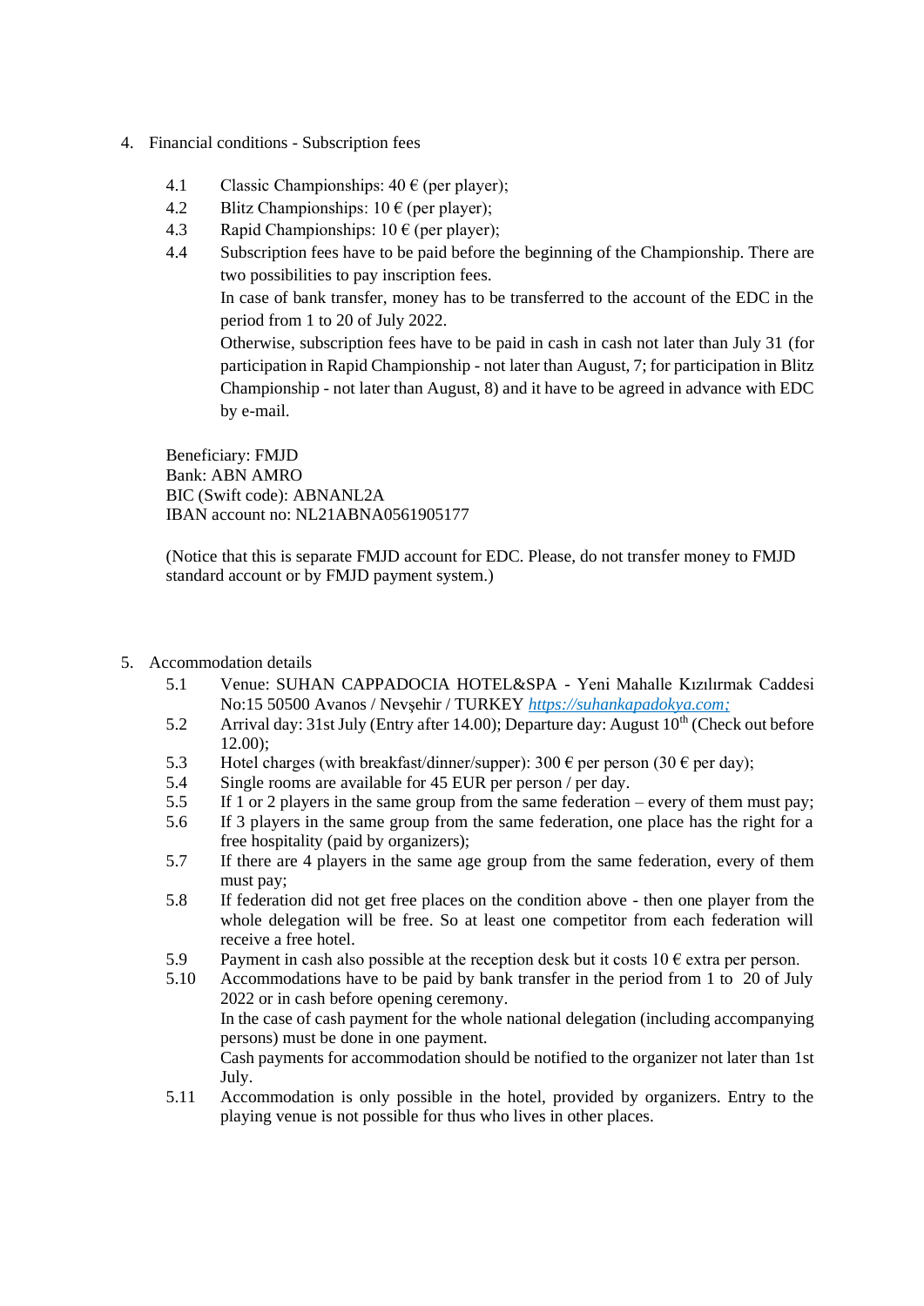4. Financial conditions - Subscription fees

   4.1 Classic Championships: 40 € (per player);

   4.2 Blitz Championships: 10 € (per player);

   4.3 Rapid Championships: 10 € (per player);

   4.4 Subscription fees have to be paid before the beginning of the Championship. There are two possibilities to pay inscription fees.
   In case of bank transfer, money has to be transferred to the account of the EDC in the period from 1 to 20 of July 2022.
   Otherwise, subscription fees have to be paid in cash in cash not later than July 31 (for participation in Rapid Championship - not later than August, 7; for participation in Blitz Championship - not later than August, 8) and it have to be agreed in advance with EDC by e-mail.

   Beneficiary: FMJD
   Bank: ABN AMRO
   BIC (Swift code): ABNANL2A
   IBAN account no: NL21ABNA0561905177

   (Notice that this is separate FMJD account for EDC. Please, do not transfer money to FMJD standard account or by FMJD payment system.)

5. Accommodation details

   5.1 Venue: SUHAN CAPPADOCIA HOTEL&SPA - Yeni Mahalle Kızılırmak Caddesi No:15 50500 Avanos / Nevşehir / TURKEY *https://suhankapadokya.com;*

   5.2 Arrival day: 31st July (Entry after 14.00); Departure day: August 10th (Check out before 12.00);

   5.3 Hotel charges (with breakfast/dinner/supper): 300 € per person (30 € per day);

   5.4 Single rooms are available for 45 EUR per person / per day.

   5.5 If 1 or 2 players in the same group from the same federation – every of them must pay;

   5.6 If 3 players in the same group from the same federation, one place has the right for a free hospitality (paid by organizers);

   5.7 If there are 4 players in the same age group from the same federation, every of them must pay;

   5.8 If federation did not get free places on the condition above - then one player from the whole delegation will be free. So at least one competitor from each federation will receive a free hotel.

   5.9 Payment in cash also possible at the reception desk but it costs 10 € extra per person.

   5.10 Accommodations have to be paid by bank transfer in the period from 1 to 20 of July 2022 or in cash before opening ceremony.
   In the case of cash payment for the whole national delegation (including accompanying persons) must be done in one payment.
   Cash payments for accommodation should be notified to the organizer not later than 1st July.

   5.11 Accommodation is only possible in the hotel, provided by organizers. Entry to the playing venue is not possible for thus who lives in other places.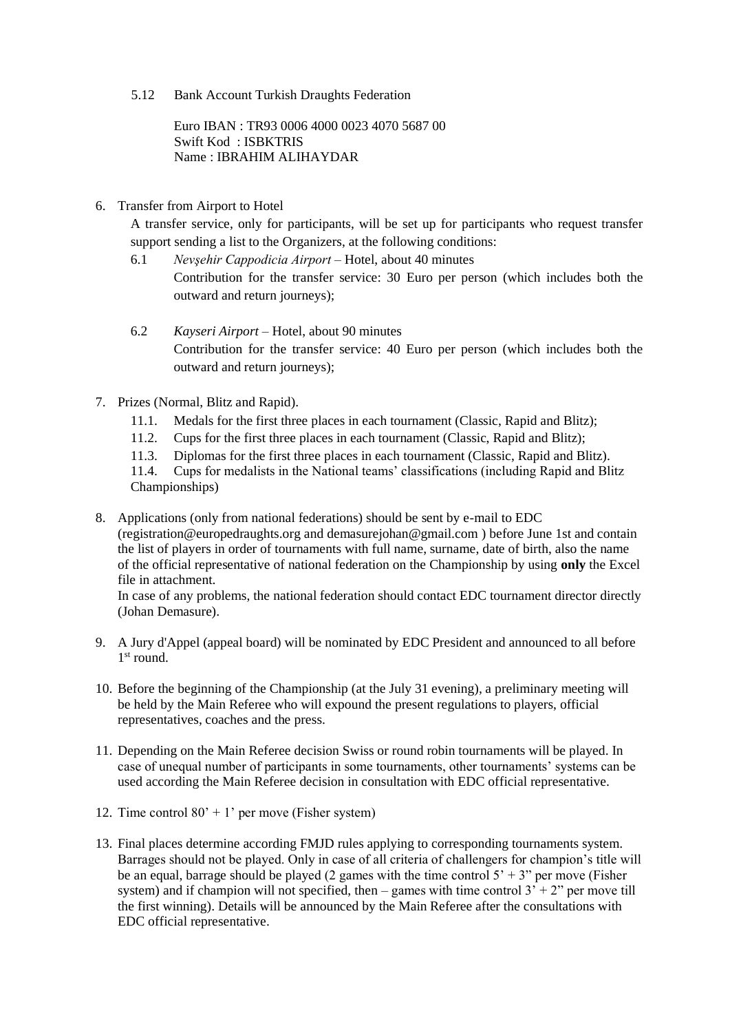5.12 Bank Account Turkish Draughts Federation

Euro IBAN : TR93 0006 4000 0023 4070 5687 00
Swift Kod : ISBKTRIS
Name : IBRAHIM ALIHAYDAR

6. Transfer from Airport to Hotel

   A transfer service, only for participants, will be set up for participants who request transfer support sending a list to the Organizers, at the following conditions:

   6.1 *Nevşehir Cappodicia Airport* – Hotel, about 40 minutes
   Contribution for the transfer service: 30 Euro per person (which includes both the outward and return journeys);

   6.2 *Kayseri Airport* – Hotel, about 90 minutes
   Contribution for the transfer service: 40 Euro per person (which includes both the outward and return journeys);

7. Prizes (Normal, Blitz and Rapid).

   11.1. Medals for the first three places in each tournament (Classic, Rapid and Blitz);
   11.2. Cups for the first three places in each tournament (Classic, Rapid and Blitz);
   11.3. Diplomas for the first three places in each tournament (Classic, Rapid and Blitz).
   11.4. Cups for medalists in the National teams' classifications (including Rapid and Blitz Championships)

8. Applications (only from national federations) should be sent by e-mail to EDC (registration@europedraughts.org and demasurejohan@gmail.com ) before June 1st and contain the list of players in order of tournaments with full name, surname, date of birth, also the name of the official representative of national federation on the Championship by using **only** the Excel file in attachment.

   In case of any problems, the national federation should contact EDC tournament director directly (Johan Demasure).

9. A Jury d'Appel (appeal board) will be nominated by EDC President and announced to all before 1st round.

10. Before the beginning of the Championship (at the July 31 evening), a preliminary meeting will be held by the Main Referee who will expound the present regulations to players, official representatives, coaches and the press.

11. Depending on the Main Referee decision Swiss or round robin tournaments will be played. In case of unequal number of participants in some tournaments, other tournaments' systems can be used according the Main Referee decision in consultation with EDC official representative.

12. Time control 80' + 1' per move (Fisher system)

13. Final places determine according FMJD rules applying to corresponding tournaments system. Barrages should not be played. Only in case of all criteria of challengers for champion's title will be an equal, barrage should be played (2 games with the time control 5' + 3" per move (Fisher system) and if champion will not specified, then – games with time control 3' + 2" per move till the first winning). Details will be announced by the Main Referee after the consultations with EDC official representative.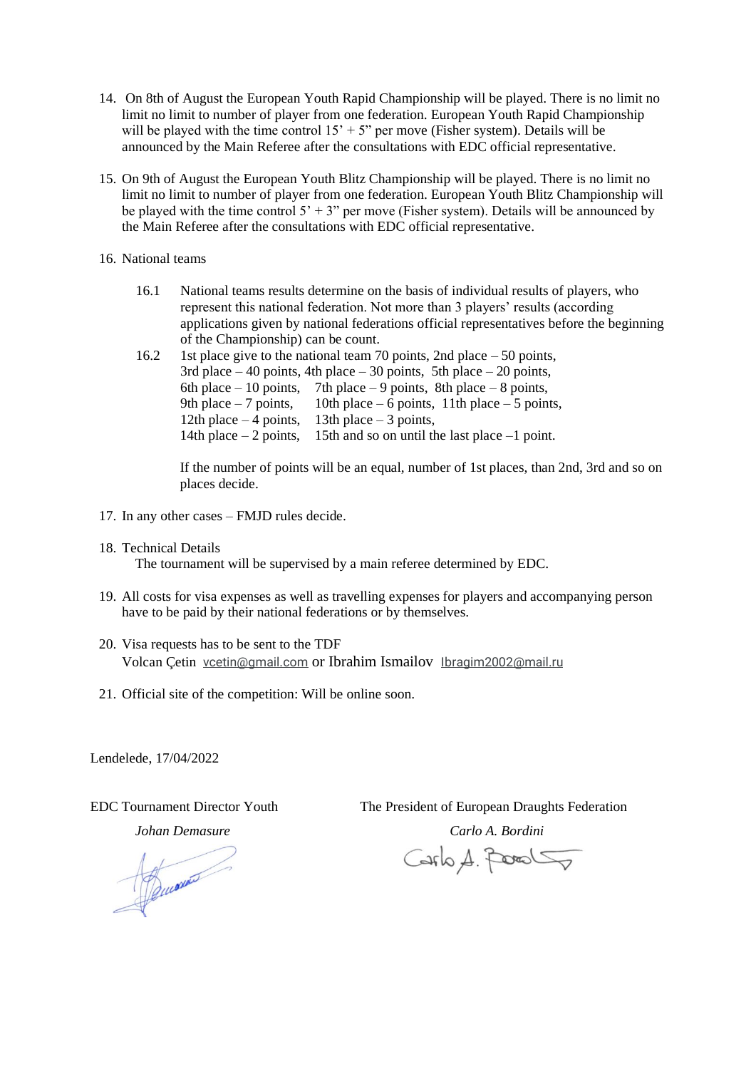14. On 8th of August the European Youth Rapid Championship will be played. There is no limit no limit no limit to number of player from one federation. European Youth Rapid Championship will be played with the time control 15' + 5" per move (Fisher system). Details will be announced by the Main Referee after the consultations with EDC official representative.

15. On 9th of August the European Youth Blitz Championship will be played. There is no limit no limit no limit to number of player from one federation. European Youth Blitz Championship will be played with the time control 5' + 3" per move (Fisher system). Details will be announced by the Main Referee after the consultations with EDC official representative.

16. National teams

    16.1 National teams results determine on the basis of individual results of players, who represent this national federation. Not more than 3 players' results (according applications given by national federations official representatives before the beginning of the Championship) can be count.

    16.2 1st place give to the national team 70 points, 2nd place – 50 points, 3rd place – 40 points, 4th place – 30 points, 5th place – 20 points, 6th place – 10 points, 7th place – 9 points, 8th place – 8 points, 9th place – 7 points, 10th place – 6 points, 11th place – 5 points, 12th place – 4 points, 13th place – 3 points, 14th place – 2 points, 15th and so on until the last place –1 point.

    If the number of points will be an equal, number of 1st places, than 2nd, 3rd and so on places decide.

17. In any other cases – FMJD rules decide.

18. Technical Details
    The tournament will be supervised by a main referee determined by EDC.

19. All costs for visa expenses as well as travelling expenses for players and accompanying person have to be paid by their national federations or by themselves.

20. Visa requests has to be sent to the TDF
    Volcan Çetin vcetin@gmail.com or Ibrahim Ismailov Ibragim2002@mail.ru

21. Official site of the competition: Will be online soon.

Lendelede, 17/04/2022

EDC Tournament Director Youth
*Johan Demasure*

The President of European Draughts Federation
*Carlo A. Bordini*